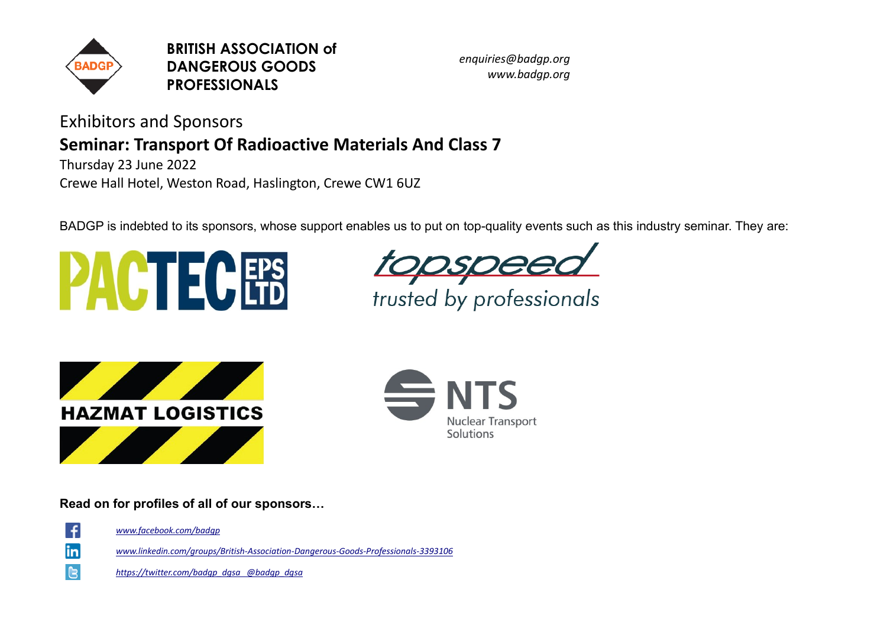**BRITISH ASSOCIATION of DANGEROUS GOODS PROFESSIONALS**

*enquiries@badgp.org*
*www.badgp.org*

Exhibitors and Sponsors

## Seminar: Transport Of Radioactive Materials And Class 7

Thursday 23 June 2022
Crewe Hall Hotel, Weston Road, Haslington, Crewe CW1 6UZ

BADGP is indebted to its sponsors, whose support enables us to put on top-quality events such as this industry seminar. They are:

PACTEC EPS LTD

topspeed – trusted by professionals

HAZMAT LOGISTICS

NTS Nuclear Transport Solutions

**Read on for profiles of all of our sponsors…**

*www.facebook.com/badgp*

*www.linkedin.com/groups/British-Association-Dangerous-Goods-Professionals-3393106*

*https://twitter.com/badgp_dgsa @badgp_dgsa*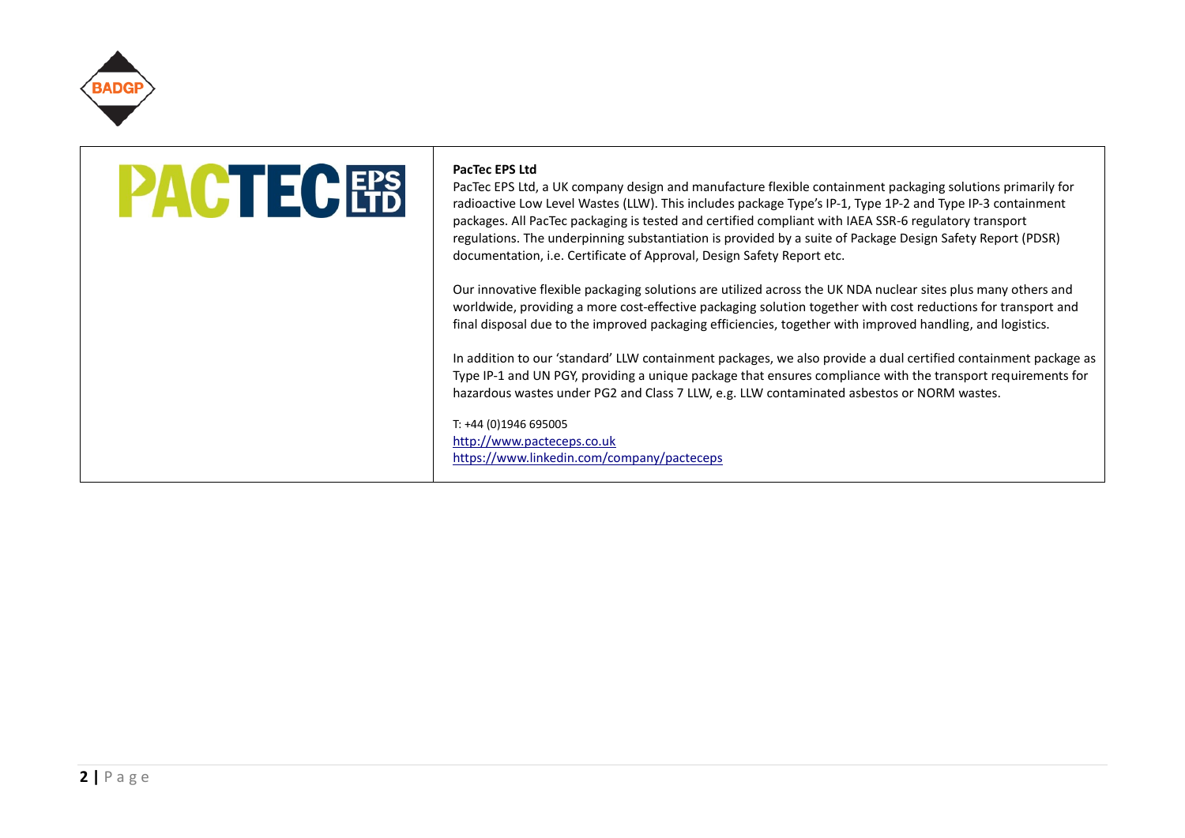**PacTec EPS Ltd**

PacTec EPS Ltd, a UK company design and manufacture flexible containment packaging solutions primarily for radioactive Low Level Wastes (LLW). This includes package Type's IP-1, Type 1P-2 and Type IP-3 containment packages. All PacTec packaging is tested and certified compliant with IAEA SSR-6 regulatory transport regulations. The underpinning substantiation is provided by a suite of Package Design Safety Report (PDSR) documentation, i.e. Certificate of Approval, Design Safety Report etc.

Our innovative flexible packaging solutions are utilized across the UK NDA nuclear sites plus many others and worldwide, providing a more cost-effective packaging solution together with cost reductions for transport and final disposal due to the improved packaging efficiencies, together with improved handling, and logistics.

In addition to our 'standard' LLW containment packages, we also provide a dual certified containment package as Type IP-1 and UN PGY, providing a unique package that ensures compliance with the transport requirements for hazardous wastes under PG2 and Class 7 LLW, e.g. LLW contaminated asbestos or NORM wastes.

T: +44 (0)1946 695005
http://www.pacteceps.co.uk
https://www.linkedin.com/company/pacteceps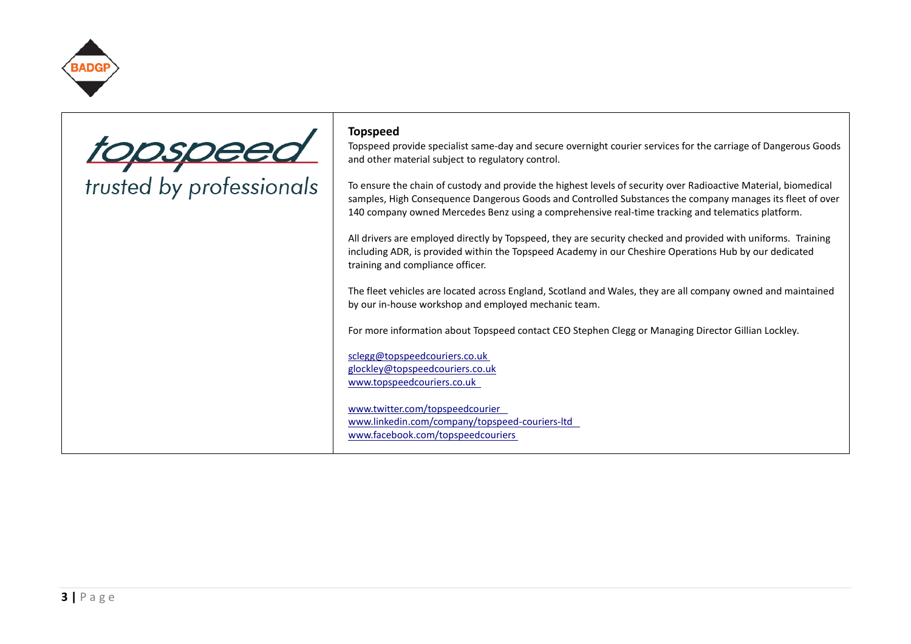topspeed

trusted by professionals

**Topspeed**

Topspeed provide specialist same-day and secure overnight courier services for the carriage of Dangerous Goods and other material subject to regulatory control.

To ensure the chain of custody and provide the highest levels of security over Radioactive Material, biomedical samples, High Consequence Dangerous Goods and Controlled Substances the company manages its fleet of over 140 company owned Mercedes Benz using a comprehensive real-time tracking and telematics platform.

All drivers are employed directly by Topspeed, they are security checked and provided with uniforms. Training including ADR, is provided within the Topspeed Academy in our Cheshire Operations Hub by our dedicated training and compliance officer.

The fleet vehicles are located across England, Scotland and Wales, they are all company owned and maintained by our in-house workshop and employed mechanic team.

For more information about Topspeed contact CEO Stephen Clegg or Managing Director Gillian Lockley.

sclegg@topspeedcouriers.co.uk
glockley@topspeedcouriers.co.uk
www.topspeedcouriers.co.uk

www.twitter.com/topspeedcourier
www.linkedin.com/company/topspeed-couriers-ltd
www.facebook.com/topspeedcouriers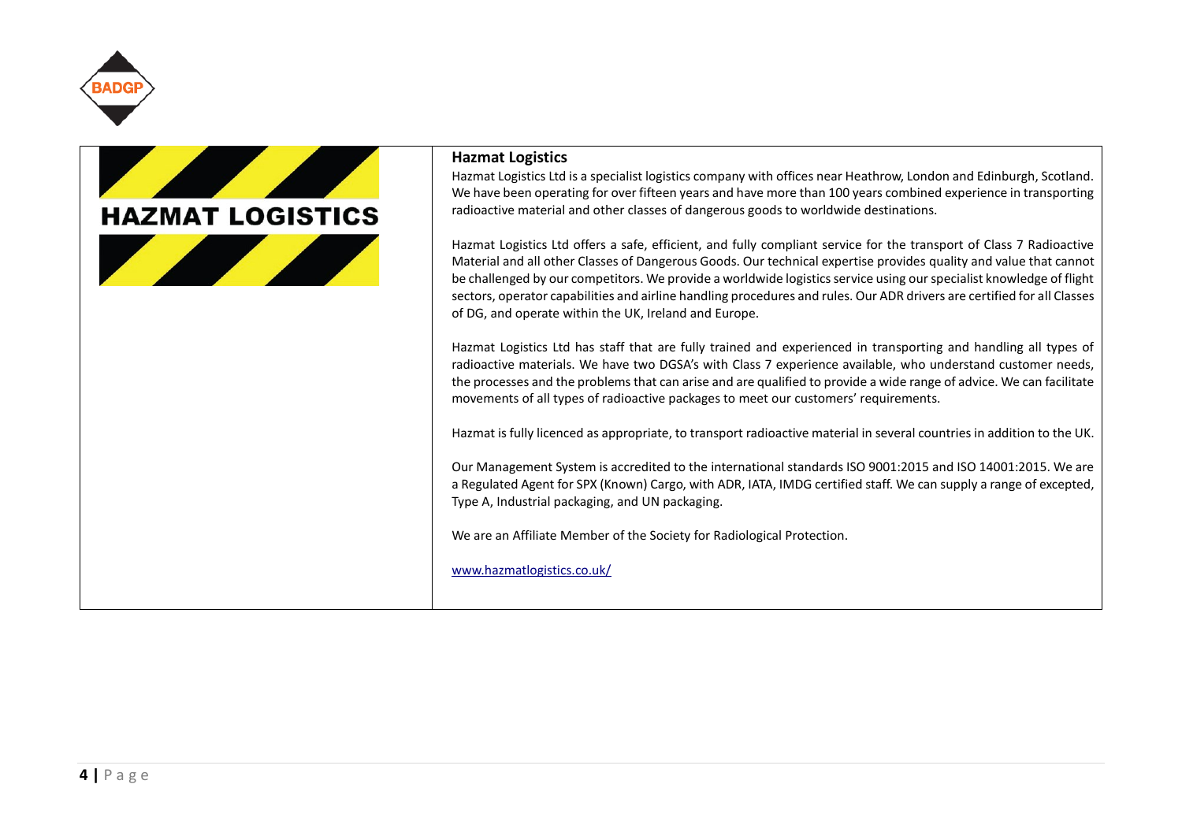HAZMAT LOGISTICS

## Hazmat Logistics

Hazmat Logistics Ltd is a specialist logistics company with offices near Heathrow, London and Edinburgh, Scotland. We have been operating for over fifteen years and have more than 100 years combined experience in transporting radioactive material and other classes of dangerous goods to worldwide destinations.

Hazmat Logistics Ltd offers a safe, efficient, and fully compliant service for the transport of Class 7 Radioactive Material and all other Classes of Dangerous Goods. Our technical expertise provides quality and value that cannot be challenged by our competitors. We provide a worldwide logistics service using our specialist knowledge of flight sectors, operator capabilities and airline handling procedures and rules. Our ADR drivers are certified for all Classes of DG, and operate within the UK, Ireland and Europe.

Hazmat Logistics Ltd has staff that are fully trained and experienced in transporting and handling all types of radioactive materials. We have two DGSA's with Class 7 experience available, who understand customer needs, the processes and the problems that can arise and are qualified to provide a wide range of advice. We can facilitate movements of all types of radioactive packages to meet our customers' requirements.

Hazmat is fully licenced as appropriate, to transport radioactive material in several countries in addition to the UK.

Our Management System is accredited to the international standards ISO 9001:2015 and ISO 14001:2015. We are a Regulated Agent for SPX (Known) Cargo, with ADR, IATA, IMDG certified staff. We can supply a range of excepted, Type A, Industrial packaging, and UN packaging.

We are an Affiliate Member of the Society for Radiological Protection.

www.hazmatlogistics.co.uk/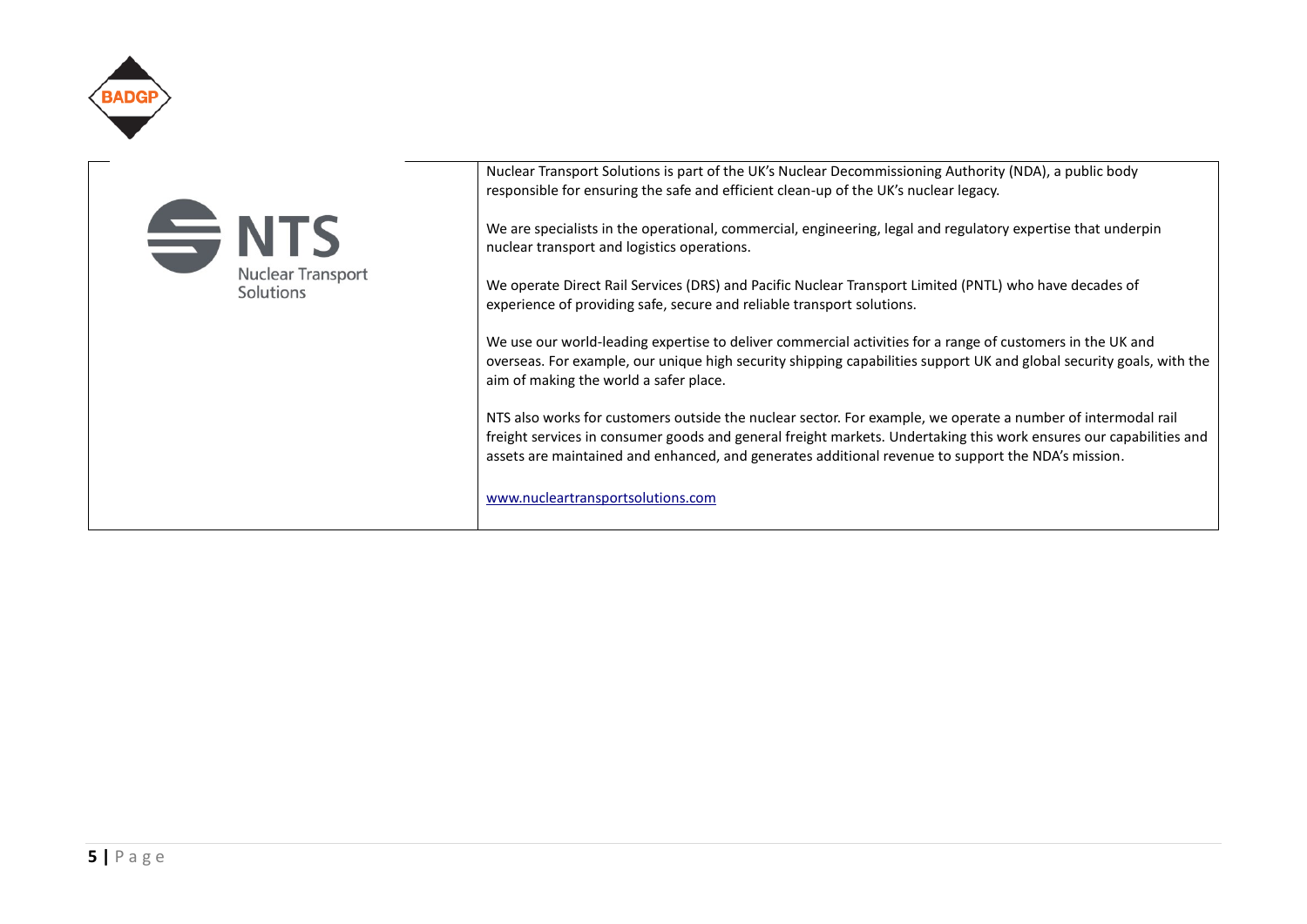| | |
|---|---|
| NTS Nuclear Transport Solutions | Nuclear Transport Solutions is part of the UK's Nuclear Decommissioning Authority (NDA), a public body responsible for ensuring the safe and efficient clean-up of the UK's nuclear legacy.<br><br>We are specialists in the operational, commercial, engineering, legal and regulatory expertise that underpin nuclear transport and logistics operations.<br><br>We operate Direct Rail Services (DRS) and Pacific Nuclear Transport Limited (PNTL) who have decades of experience of providing safe, secure and reliable transport solutions.<br><br>We use our world-leading expertise to deliver commercial activities for a range of customers in the UK and overseas. For example, our unique high security shipping capabilities support UK and global security goals, with the aim of making the world a safer place.<br><br>NTS also works for customers outside the nuclear sector. For example, we operate a number of intermodal rail freight services in consumer goods and general freight markets. Undertaking this work ensures our capabilities and assets are maintained and enhanced, and generates additional revenue to support the NDA's mission.<br><br>www.nucleartransportsolutions.com |